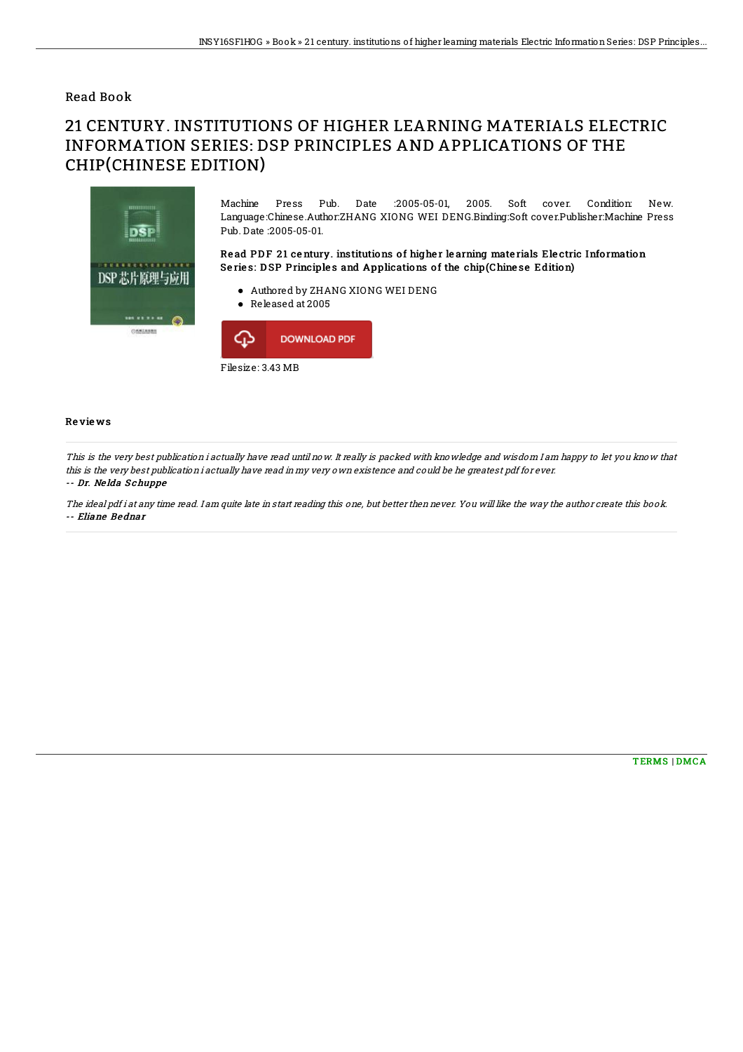Read Book

# 21 CENTURY. INSTITUTIONS OF HIGHER LEARNING MATERIALS ELECTRIC INFORMATION SERIES: DSP PRINCIPLES AND APPLICATIONS OF THE CHIP(CHINESE EDITION)

Machine Press Pub. Date :2005-05-01, 2005. Soft cover. Condition: New. Language:Chinese.Author:ZHANG XIONG WEI DENG.Binding:Soft cover.Publisher:Machine Press Pub. Date :2005-05-01.

### Read PDF 21 century. institutions of higher learning materials Electric Information Series: DSP Principles and Applications of the chip(Chinese Edition)

- Authored by ZHANG XIONG WEI DENG
- Released at 2005

DOWNLOAD PDF

Filesize: 3.43 MB

## Reviews

*This is the very best publication i actually have read until now. It really is packed with knowledge and wisdom I am happy to let you know that this is the very best publication i actually have read in my very own existence and could be he greatest pdf for ever.*

*-- Dr. Nelda Schuppe*

*The ideal pdf i at any time read. I am quite late in start reading this one, but better then never. You will like the way the author create this book.*

*-- Eliane Bednar*

TERMS | DMCA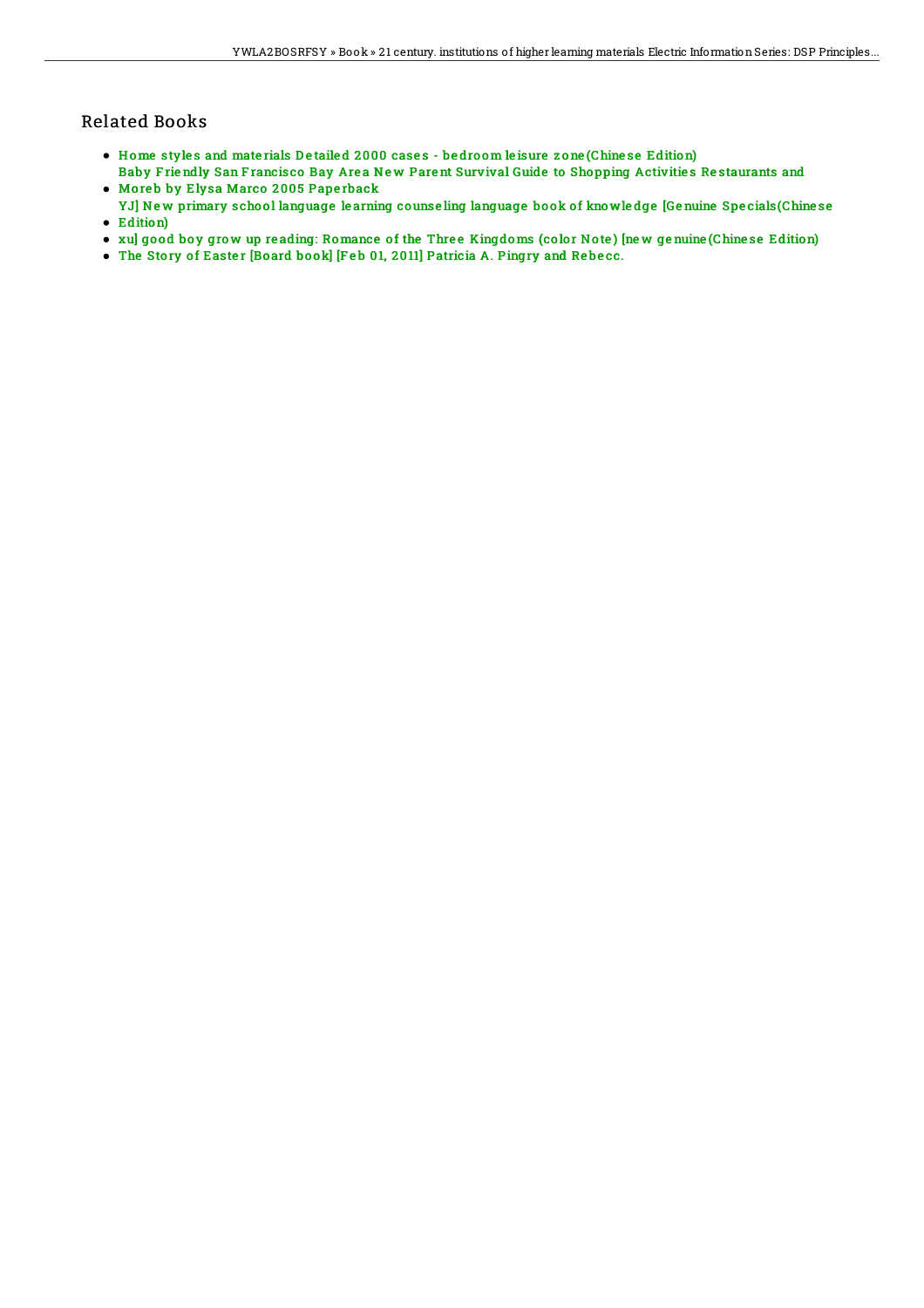## Related Books

- Home styles and materials Detailed 2000 cases - bedroom leisure zone(Chinese Edition)
- Baby Friendly San Francisco Bay Area New Parent Survival Guide to Shopping Activities Restaurants and Moreb by Elysa Marco 2005 Paperback
- YJ] New primary school language learning counseling language book of knowledge [Genuine Specials(Chinese Edition)
- xu] good boy grow up reading: Romance of the Three Kingdoms (color Note) [new genuine(Chinese Edition)
- The Story of Easter [Board book] [Feb 01, 2011] Patricia A. Pingry and Rebecc.